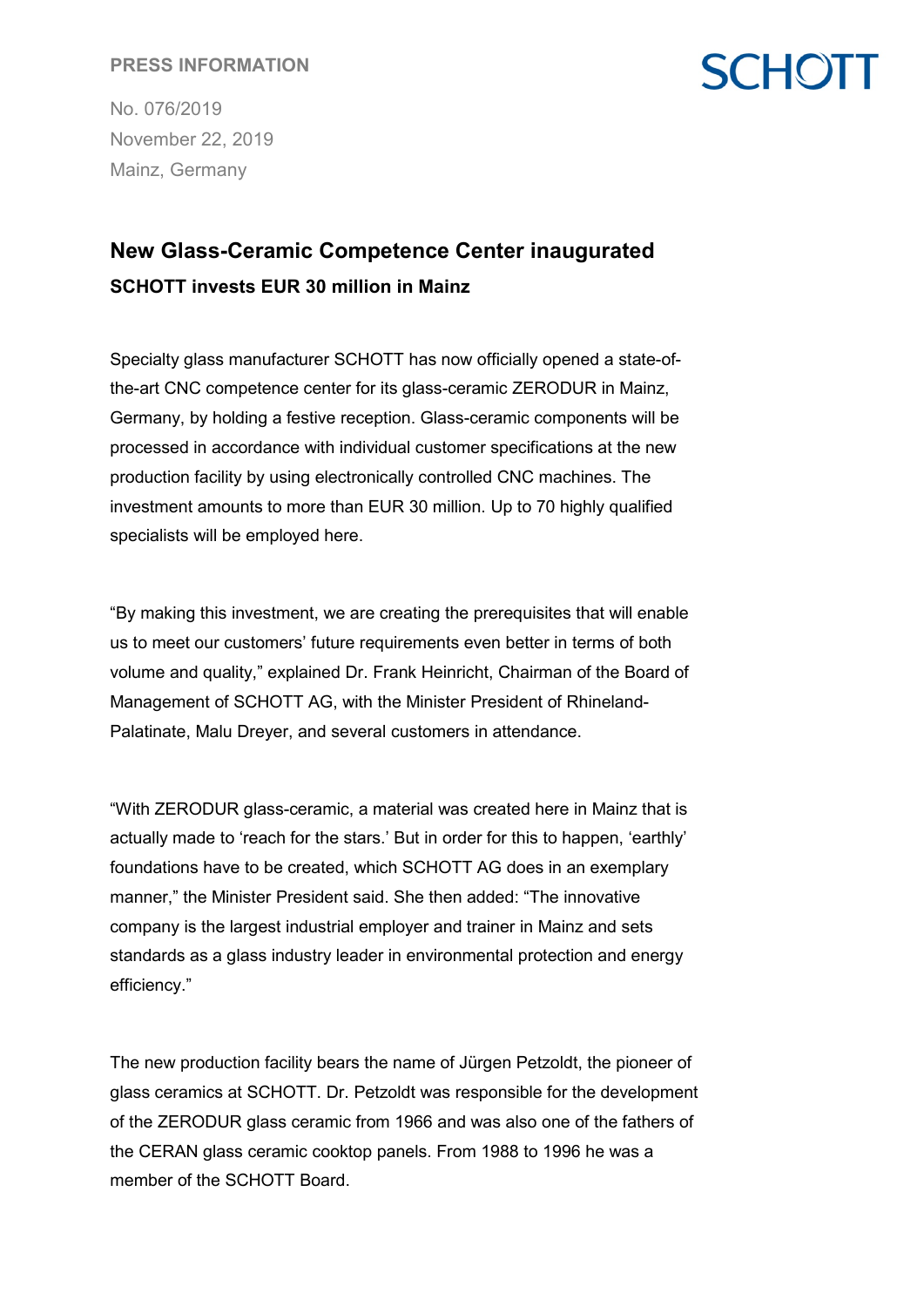**PRESS INFORMATION**

No. 076/2019
November 22, 2019
Mainz, Germany

# New Glass-Ceramic Competence Center inaugurated

## SCHOTT invests EUR 30 million in Mainz

Specialty glass manufacturer SCHOTT has now officially opened a state-of-the-art CNC competence center for its glass-ceramic ZERODUR in Mainz, Germany, by holding a festive reception. Glass-ceramic components will be processed in accordance with individual customer specifications at the new production facility by using electronically controlled CNC machines. The investment amounts to more than EUR 30 million. Up to 70 highly qualified specialists will be employed here.

"By making this investment, we are creating the prerequisites that will enable us to meet our customers' future requirements even better in terms of both volume and quality," explained Dr. Frank Heinricht, Chairman of the Board of Management of SCHOTT AG, with the Minister President of Rhineland-Palatinate, Malu Dreyer, and several customers in attendance.

"With ZERODUR glass-ceramic, a material was created here in Mainz that is actually made to 'reach for the stars.' But in order for this to happen, 'earthly' foundations have to be created, which SCHOTT AG does in an exemplary manner," the Minister President said. She then added: "The innovative company is the largest industrial employer and trainer in Mainz and sets standards as a glass industry leader in environmental protection and energy efficiency."

The new production facility bears the name of Jürgen Petzoldt, the pioneer of glass ceramics at SCHOTT. Dr. Petzoldt was responsible for the development of the ZERODUR glass ceramic from 1966 and was also one of the fathers of the CERAN glass ceramic cooktop panels. From 1988 to 1996 he was a member of the SCHOTT Board.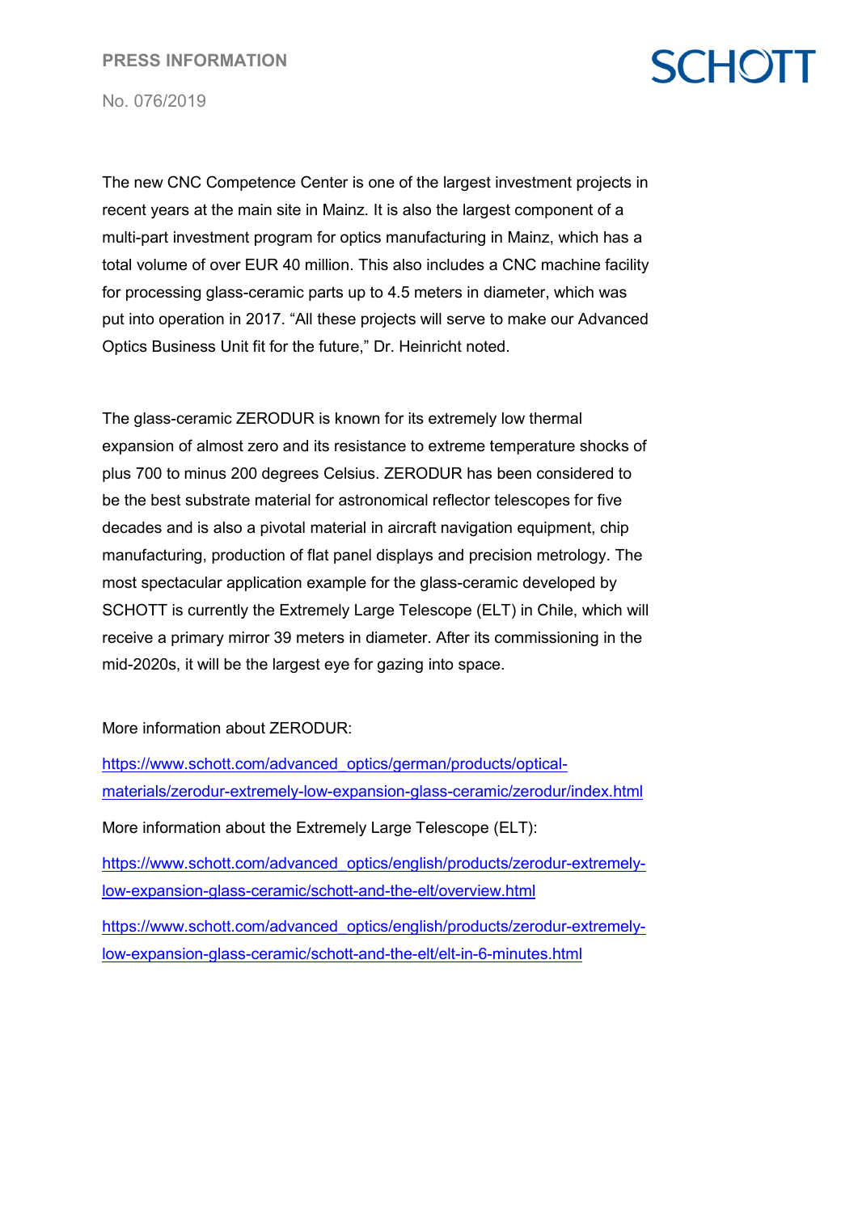The new CNC Competence Center is one of the largest investment projects in recent years at the main site in Mainz. It is also the largest component of a multi-part investment program for optics manufacturing in Mainz, which has a total volume of over EUR 40 million. This also includes a CNC machine facility for processing glass-ceramic parts up to 4.5 meters in diameter, which was put into operation in 2017. “All these projects will serve to make our Advanced Optics Business Unit fit for the future,” Dr. Heinricht noted.

The glass-ceramic ZERODUR is known for its extremely low thermal expansion of almost zero and its resistance to extreme temperature shocks of plus 700 to minus 200 degrees Celsius. ZERODUR has been considered to be the best substrate material for astronomical reflector telescopes for five decades and is also a pivotal material in aircraft navigation equipment, chip manufacturing, production of flat panel displays and precision metrology. The most spectacular application example for the glass-ceramic developed by SCHOTT is currently the Extremely Large Telescope (ELT) in Chile, which will receive a primary mirror 39 meters in diameter. After its commissioning in the mid-2020s, it will be the largest eye for gazing into space.

More information about ZERODUR:

https://www.schott.com/advanced_optics/german/products/optical-materials/zerodur-extremely-low-expansion-glass-ceramic/zerodur/index.html

More information about the Extremely Large Telescope (ELT):

https://www.schott.com/advanced_optics/english/products/zerodur-extremely-low-expansion-glass-ceramic/schott-and-the-elt/overview.html

https://www.schott.com/advanced_optics/english/products/zerodur-extremely-low-expansion-glass-ceramic/schott-and-the-elt/elt-in-6-minutes.html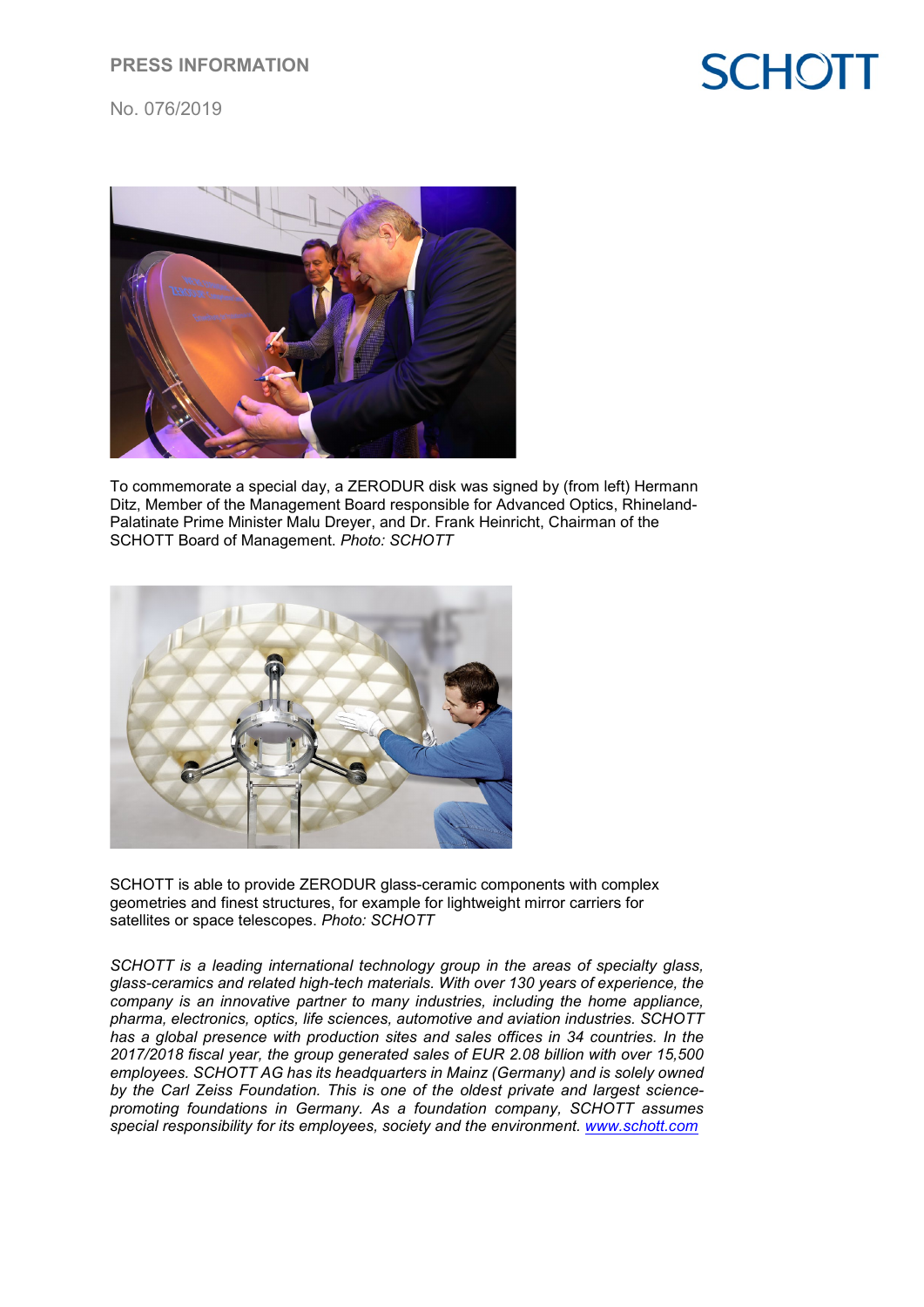To commemorate a special day, a ZERODUR disk was signed by (from left) Hermann Ditz, Member of the Management Board responsible for Advanced Optics, Rhineland-Palatinate Prime Minister Malu Dreyer, and Dr. Frank Heinricht, Chairman of the SCHOTT Board of Management. *Photo: SCHOTT*

SCHOTT is able to provide ZERODUR glass-ceramic components with complex geometries and finest structures, for example for lightweight mirror carriers for satellites or space telescopes. *Photo: SCHOTT*

*SCHOTT is a leading international technology group in the areas of specialty glass, glass-ceramics and related high-tech materials. With over 130 years of experience, the company is an innovative partner to many industries, including the home appliance, pharma, electronics, optics, life sciences, automotive and aviation industries. SCHOTT has a global presence with production sites and sales offices in 34 countries. In the 2017/2018 fiscal year, the group generated sales of EUR 2.08 billion with over 15,500 employees. SCHOTT AG has its headquarters in Mainz (Germany) and is solely owned by the Carl Zeiss Foundation. This is one of the oldest private and largest science-promoting foundations in Germany. As a foundation company, SCHOTT assumes special responsibility for its employees, society and the environment.* [www.schott.com](http://www.schott.com)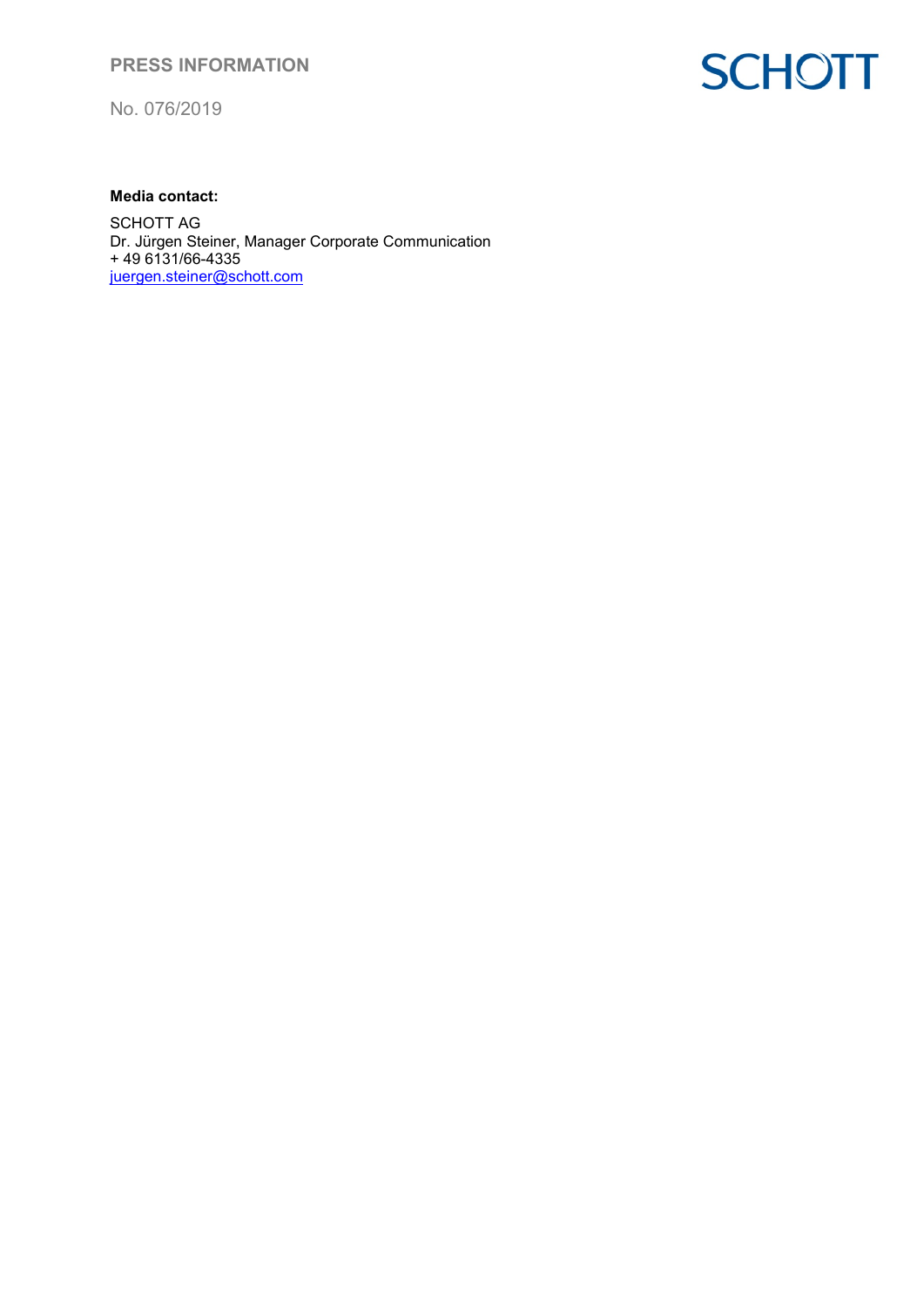**Media contact:**

SCHOTT AG
Dr. Jürgen Steiner, Manager Corporate Communication
+ 49 6131/66-4335
juergen.steiner@schott.com